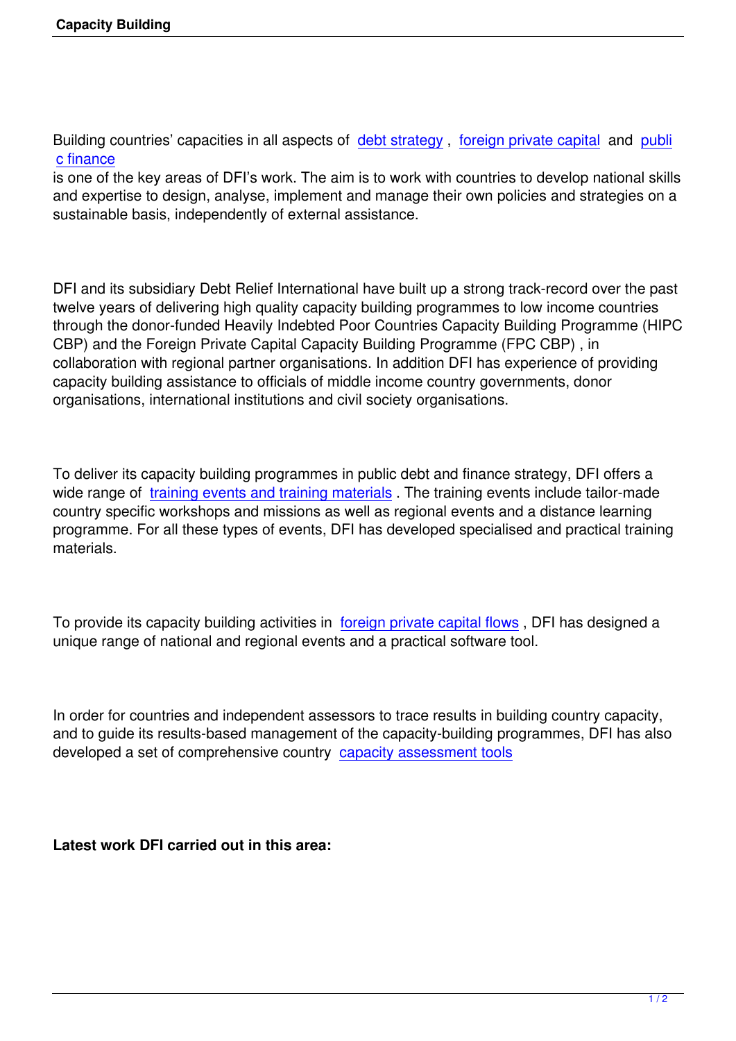Building countries' capacities in all aspects of debt strategy , foreign private capital and public finance is one of the key areas of DFI's work. The aim is to work with countries to develop national skills and expertise to design, analyse, implement and manage their own policies and strategies on a sustainable basis, independently of external assistance.

DFI and its subsidiary Debt Relief International have built up a strong track-record over the past twelve years of delivering high quality capacity building programmes to low income countries through the donor-funded Heavily Indebted Poor Countries Capacity Building Programme (HIPC CBP) and the Foreign Private Capital Capacity Building Programme (FPC CBP) , in collaboration with regional partner organisations. In addition DFI has experience of providing capacity building assistance to officials of middle income country governments, donor organisations, international institutions and civil society organisations.

To deliver its capacity building programmes in public debt and finance strategy, DFI offers a wide range of training events and training materials . The training events include tailor-made country specific workshops and missions as well as regional events and a distance learning programme. For all these types of events, DFI has developed specialised and practical training materials.

To provide its capacity building activities in foreign private capital flows , DFI has designed a unique range of national and regional events and a practical software tool.

In order for countries and independent assessors to trace results in building country capacity, and to guide its results-based management of the capacity-building programmes, DFI has also developed a set of comprehensive country capacity assessment tools

**Latest work DFI carried out in this area:**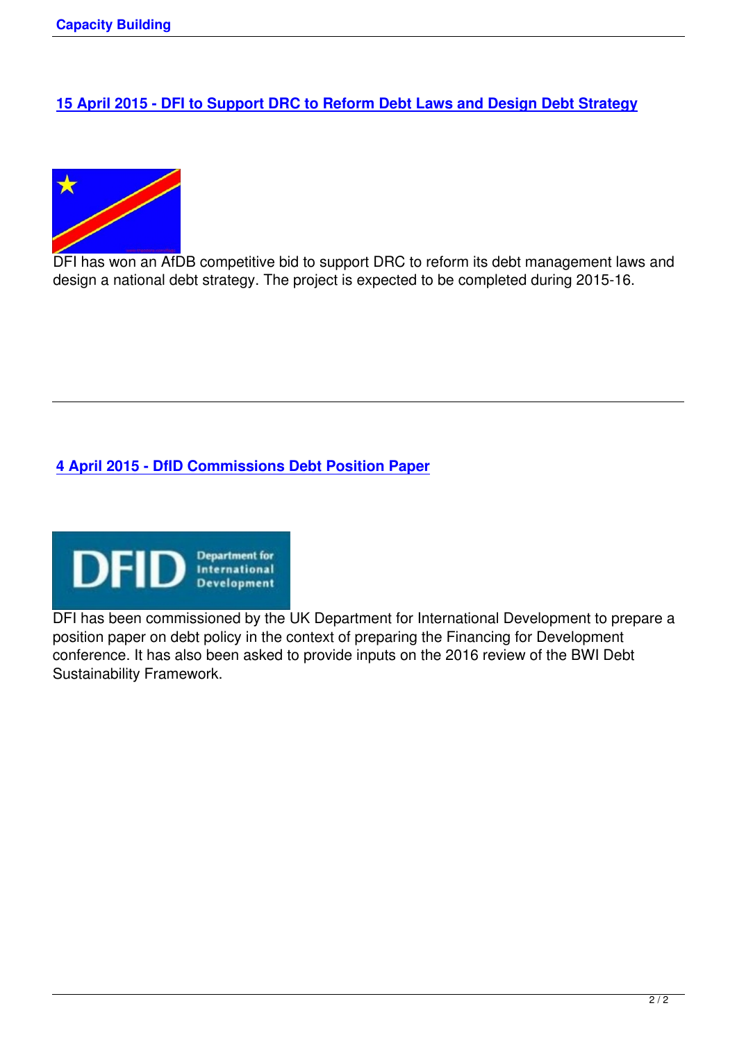## 15 April 2015 - DFI to Support DRC to Reform Debt Laws and Design Debt Strategy

DFI has won an AfDB competitive bid to support DRC to reform its debt management laws and design a national debt strategy. The project is expected to be completed during 2015-16.

---

## 4 April 2015 - DfID Commissions Debt Position Paper

DFI has been commissioned by the UK Department for International Development to prepare a position paper on debt policy in the context of preparing the Financing for Development conference. It has also been asked to provide inputs on the 2016 review of the BWI Debt Sustainability Framework.